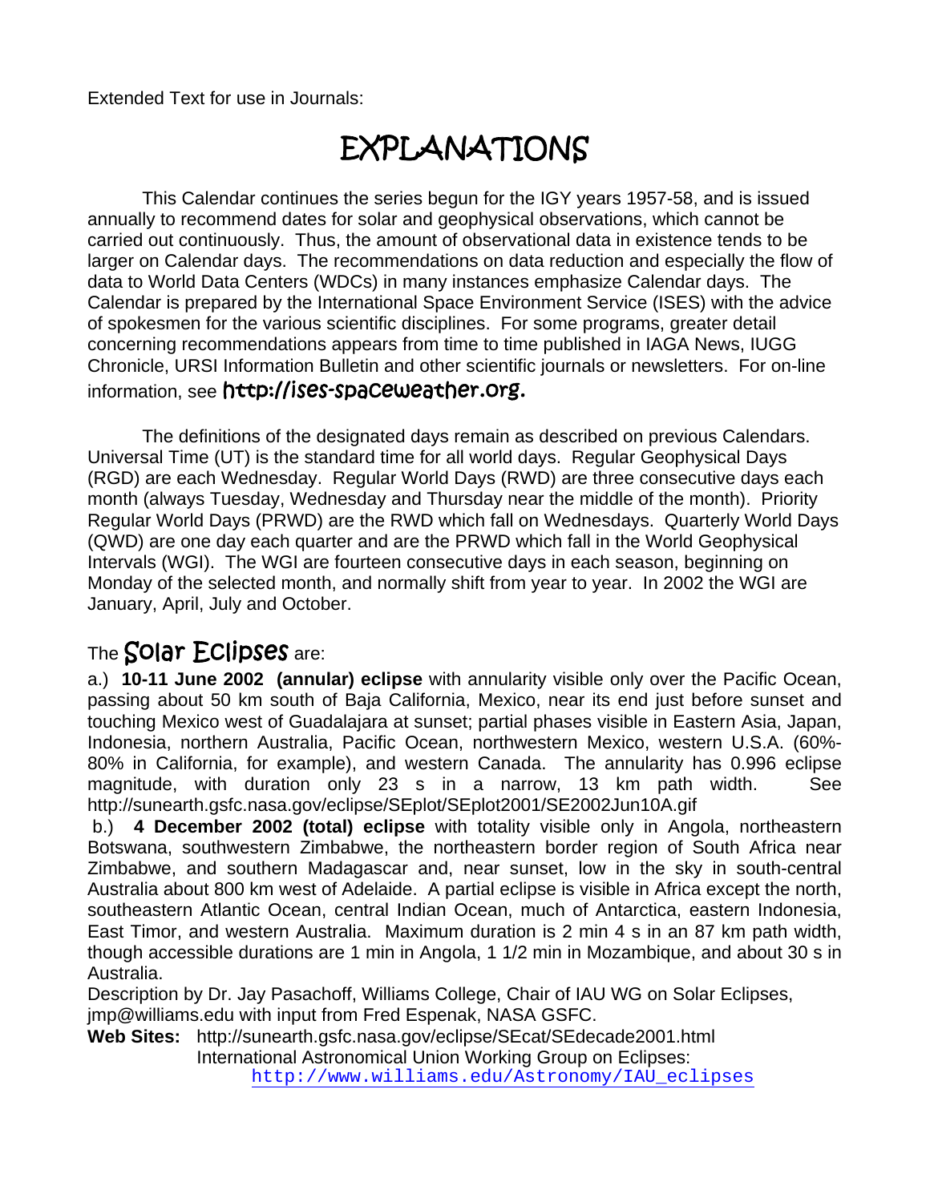Extended Text for use in Journals:

# EXPLANATIONS

This Calendar continues the series begun for the IGY years 1957-58, and is issued annually to recommend dates for solar and geophysical observations, which cannot be carried out continuously. Thus, the amount of observational data in existence tends to be larger on Calendar days. The recommendations on data reduction and especially the flow of data to World Data Centers (WDCs) in many instances emphasize Calendar days. The Calendar is prepared by the International Space Environment Service (ISES) with the advice of spokesmen for the various scientific disciplines. For some programs, greater detail concerning recommendations appears from time to time published in IAGA News, IUGG Chronicle, URSI Information Bulletin and other scientific journals or newsletters. For on-line information, see **http://ises-spaceweather.org.**

The definitions of the designated days remain as described on previous Calendars. Universal Time (UT) is the standard time for all world days. Regular Geophysical Days (RGD) are each Wednesday. Regular World Days (RWD) are three consecutive days each month (always Tuesday, Wednesday and Thursday near the middle of the month). Priority Regular World Days (PRWD) are the RWD which fall on Wednesdays. Quarterly World Days (QWD) are one day each quarter and are the PRWD which fall in the World Geophysical Intervals (WGI). The WGI are fourteen consecutive days in each season, beginning on Monday of the selected month, and normally shift from year to year. In 2002 the WGI are January, April, July and October.

## The Solar Eclipses are:

a.) **10-11 June 2002 (annular) eclipse** with annularity visible only over the Pacific Ocean, passing about 50 km south of Baja California, Mexico, near its end just before sunset and touching Mexico west of Guadalajara at sunset; partial phases visible in Eastern Asia, Japan, Indonesia, northern Australia, Pacific Ocean, northwestern Mexico, western U.S.A. (60%-80% in California, for example), and western Canada. The annularity has 0.996 eclipse magnitude, with duration only 23 s in a narrow, 13 km path width. See http://sunearth.gsfc.nasa.gov/eclipse/SEplot/SEplot2001/SE2002Jun10A.gif

b.) **4 December 2002 (total) eclipse** with totality visible only in Angola, northeastern Botswana, southwestern Zimbabwe, the northeastern border region of South Africa near Zimbabwe, and southern Madagascar and, near sunset, low in the sky in south-central Australia about 800 km west of Adelaide. A partial eclipse is visible in Africa except the north, southeastern Atlantic Ocean, central Indian Ocean, much of Antarctica, eastern Indonesia, East Timor, and western Australia. Maximum duration is 2 min 4 s in an 87 km path width, though accessible durations are 1 min in Angola, 1 1/2 min in Mozambique, and about 30 s in Australia.

Description by Dr. Jay Pasachoff, Williams College, Chair of IAU WG on Solar Eclipses, jmp@williams.edu with input from Fred Espenak, NASA GSFC.

**Web Sites:** http://sunearth.gsfc.nasa.gov/eclipse/SEcat/SEdecade2001.html
International Astronomical Union Working Group on Eclipses:
http://www.williams.edu/Astronomy/IAU_eclipses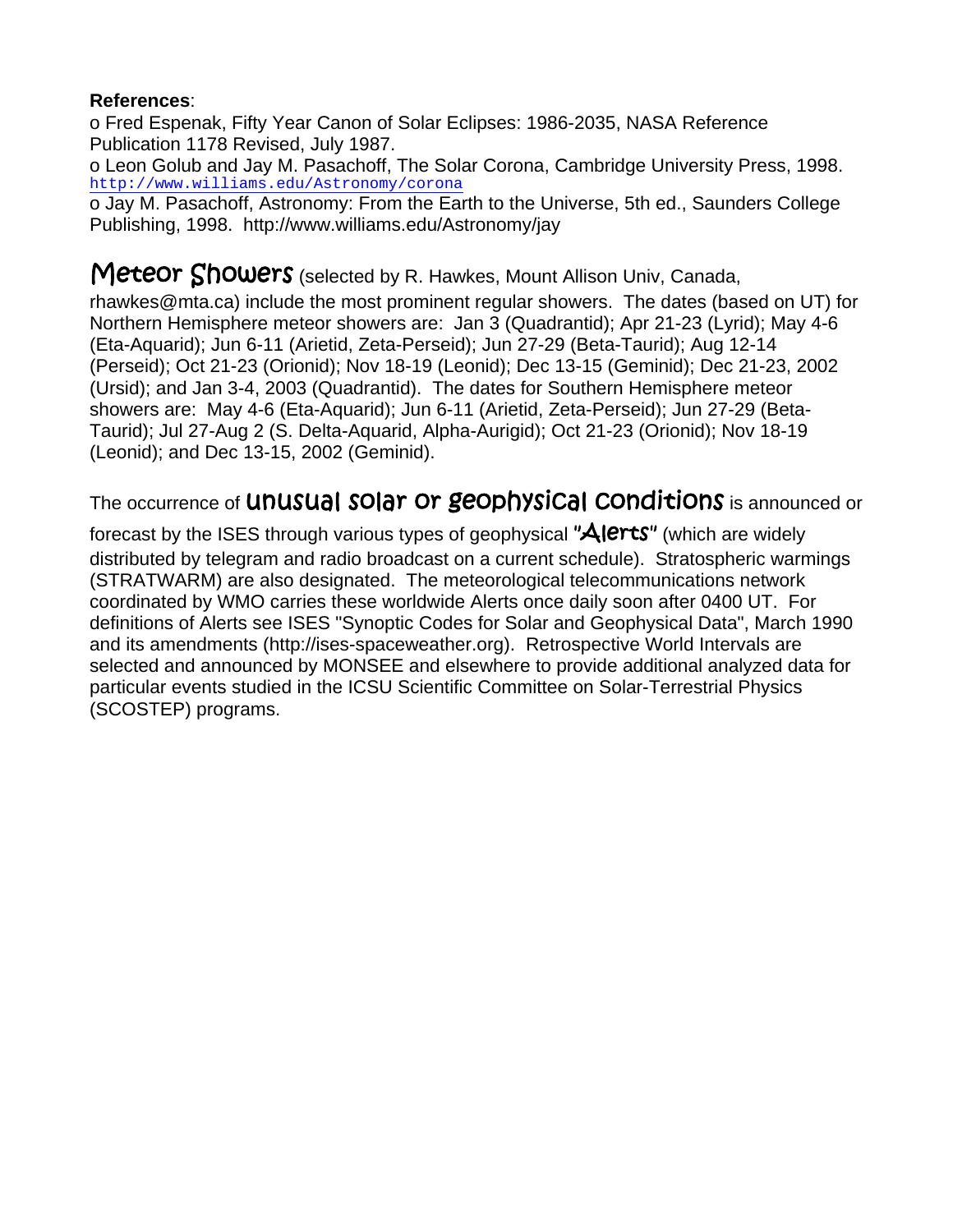**References**:

o Fred Espenak, Fifty Year Canon of Solar Eclipses: 1986-2035, NASA Reference Publication 1178 Revised, July 1987.

o Leon Golub and Jay M. Pasachoff, The Solar Corona, Cambridge University Press, 1998. http://www.williams.edu/Astronomy/corona

o Jay M. Pasachoff, Astronomy: From the Earth to the Universe, 5th ed., Saunders College Publishing, 1998. http://www.williams.edu/Astronomy/jay

**Meteor Showers** (selected by R. Hawkes, Mount Allison Univ, Canada, rhawkes@mta.ca) include the most prominent regular showers. The dates (based on UT) for Northern Hemisphere meteor showers are: Jan 3 (Quadrantid); Apr 21-23 (Lyrid); May 4-6 (Eta-Aquarid); Jun 6-11 (Arietid, Zeta-Perseid); Jun 27-29 (Beta-Taurid); Aug 12-14 (Perseid); Oct 21-23 (Orionid); Nov 18-19 (Leonid); Dec 13-15 (Geminid); Dec 21-23, 2002 (Ursid); and Jan 3-4, 2003 (Quadrantid). The dates for Southern Hemisphere meteor showers are: May 4-6 (Eta-Aquarid); Jun 6-11 (Arietid, Zeta-Perseid); Jun 27-29 (Beta-Taurid); Jul 27-Aug 2 (S. Delta-Aquarid, Alpha-Aurigid); Oct 21-23 (Orionid); Nov 18-19 (Leonid); and Dec 13-15, 2002 (Geminid).

The occurrence of **unusual solar or geophysical conditions** is announced or forecast by the ISES through various types of geophysical **"Alerts"** (which are widely distributed by telegram and radio broadcast on a current schedule). Stratospheric warmings (STRATWARM) are also designated. The meteorological telecommunications network coordinated by WMO carries these worldwide Alerts once daily soon after 0400 UT. For definitions of Alerts see ISES "Synoptic Codes for Solar and Geophysical Data", March 1990 and its amendments (http://ises-spaceweather.org). Retrospective World Intervals are selected and announced by MONSEE and elsewhere to provide additional analyzed data for particular events studied in the ICSU Scientific Committee on Solar-Terrestrial Physics (SCOSTEP) programs.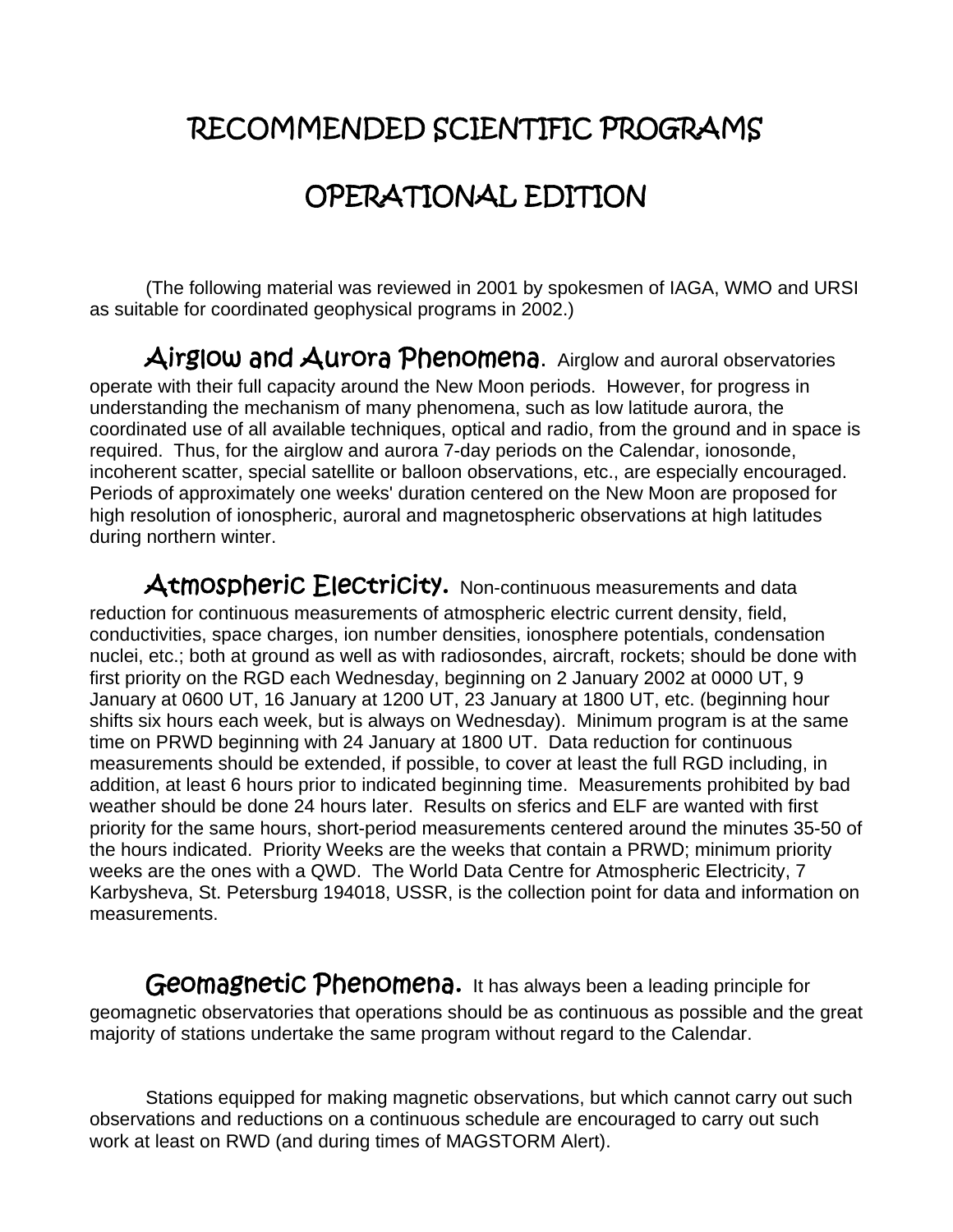# RECOMMENDED SCIENTIFIC PROGRAMS

# OPERATIONAL EDITION

(The following material was reviewed in 2001 by spokesmen of IAGA, WMO and URSI as suitable for coordinated geophysical programs in 2002.)

**Airglow and Aurora Phenomena.** Airglow and auroral observatories operate with their full capacity around the New Moon periods. However, for progress in understanding the mechanism of many phenomena, such as low latitude aurora, the coordinated use of all available techniques, optical and radio, from the ground and in space is required. Thus, for the airglow and aurora 7-day periods on the Calendar, ionosonde, incoherent scatter, special satellite or balloon observations, etc., are especially encouraged. Periods of approximately one weeks' duration centered on the New Moon are proposed for high resolution of ionospheric, auroral and magnetospheric observations at high latitudes during northern winter.

**Atmospheric Electricity.** Non-continuous measurements and data reduction for continuous measurements of atmospheric electric current density, field, conductivities, space charges, ion number densities, ionosphere potentials, condensation nuclei, etc.; both at ground as well as with radiosondes, aircraft, rockets; should be done with first priority on the RGD each Wednesday, beginning on 2 January 2002 at 0000 UT, 9 January at 0600 UT, 16 January at 1200 UT, 23 January at 1800 UT, etc. (beginning hour shifts six hours each week, but is always on Wednesday). Minimum program is at the same time on PRWD beginning with 24 January at 1800 UT. Data reduction for continuous measurements should be extended, if possible, to cover at least the full RGD including, in addition, at least 6 hours prior to indicated beginning time. Measurements prohibited by bad weather should be done 24 hours later. Results on sferics and ELF are wanted with first priority for the same hours, short-period measurements centered around the minutes 35-50 of the hours indicated. Priority Weeks are the weeks that contain a PRWD; minimum priority weeks are the ones with a QWD. The World Data Centre for Atmospheric Electricity, 7 Karbysheva, St. Petersburg 194018, USSR, is the collection point for data and information on measurements.

**Geomagnetic Phenomena.** It has always been a leading principle for geomagnetic observatories that operations should be as continuous as possible and the great majority of stations undertake the same program without regard to the Calendar.

Stations equipped for making magnetic observations, but which cannot carry out such observations and reductions on a continuous schedule are encouraged to carry out such work at least on RWD (and during times of MAGSTORM Alert).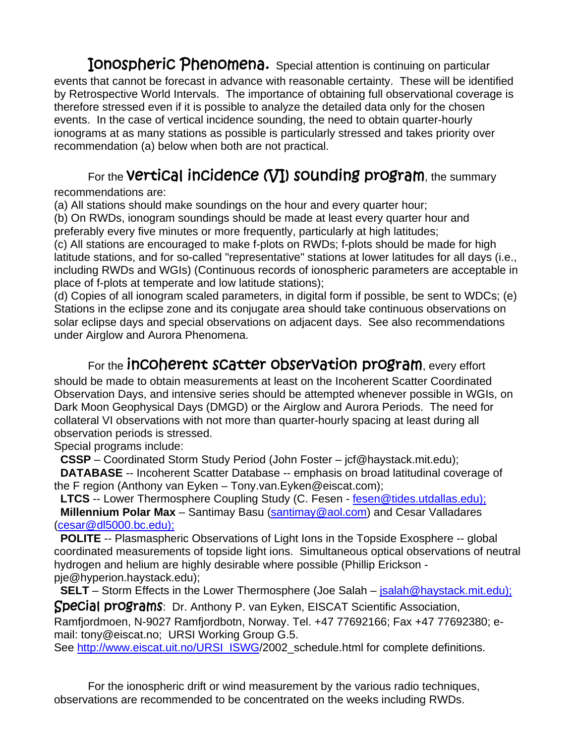**Ionospheric Phenomena.** Special attention is continuing on particular events that cannot be forecast in advance with reasonable certainty. These will be identified by Retrospective World Intervals. The importance of obtaining full observational coverage is therefore stressed even if it is possible to analyze the detailed data only for the chosen events. In the case of vertical incidence sounding, the need to obtain quarter-hourly ionograms at as many stations as possible is particularly stressed and takes priority over recommendation (a) below when both are not practical.

For the **Vertical incidence (VI) sounding program**, the summary recommendations are:
(a) All stations should make soundings on the hour and every quarter hour;
(b) On RWDs, ionogram soundings should be made at least every quarter hour and preferably every five minutes or more frequently, particularly at high latitudes;
(c) All stations are encouraged to make f-plots on RWDs; f-plots should be made for high latitude stations, and for so-called "representative" stations at lower latitudes for all days (i.e., including RWDs and WGIs) (Continuous records of ionospheric parameters are acceptable in place of f-plots at temperate and low latitude stations);
(d) Copies of all ionogram scaled parameters, in digital form if possible, be sent to WDCs; (e) Stations in the eclipse zone and its conjugate area should take continuous observations on solar eclipse days and special observations on adjacent days. See also recommendations under Airglow and Aurora Phenomena.

For the **incoherent scatter observation program**, every effort should be made to obtain measurements at least on the Incoherent Scatter Coordinated Observation Days, and intensive series should be attempted whenever possible in WGIs, on Dark Moon Geophysical Days (DMGD) or the Airglow and Aurora Periods. The need for collateral VI observations with not more than quarter-hourly spacing at least during all observation periods is stressed.
Special programs include:
**CSSP** – Coordinated Storm Study Period (John Foster – jcf@haystack.mit.edu);
**DATABASE** -- Incoherent Scatter Database -- emphasis on broad latitudinal coverage of the F region (Anthony van Eyken – Tony.van.Eyken@eiscat.com);
**LTCS** -- Lower Thermosphere Coupling Study (C. Fesen - fesen@tides.utdallas.edu);
**Millennium Polar Max** – Santimay Basu (santimay@aol.com) and Cesar Valladares (cesar@dl5000.bc.edu);
**POLITE** -- Plasmaspheric Observations of Light Ions in the Topside Exosphere -- global coordinated measurements of topside light ions. Simultaneous optical observations of neutral hydrogen and helium are highly desirable where possible (Phillip Erickson - pje@hyperion.haystack.edu);
**SELT** – Storm Effects in the Lower Thermosphere (Joe Salah – jsalah@haystack.mit.edu);
**Special programs**: Dr. Anthony P. van Eyken, EISCAT Scientific Association, Ramfjordmoen, N-9027 Ramfjordbotn, Norway. Tel. +47 77692166; Fax +47 77692380; e-mail: tony@eiscat.no; URSI Working Group G.5.
See http://www.eiscat.uit.no/URSI_ISWG/2002_schedule.html for complete definitions.

For the ionospheric drift or wind measurement by the various radio techniques, observations are recommended to be concentrated on the weeks including RWDs.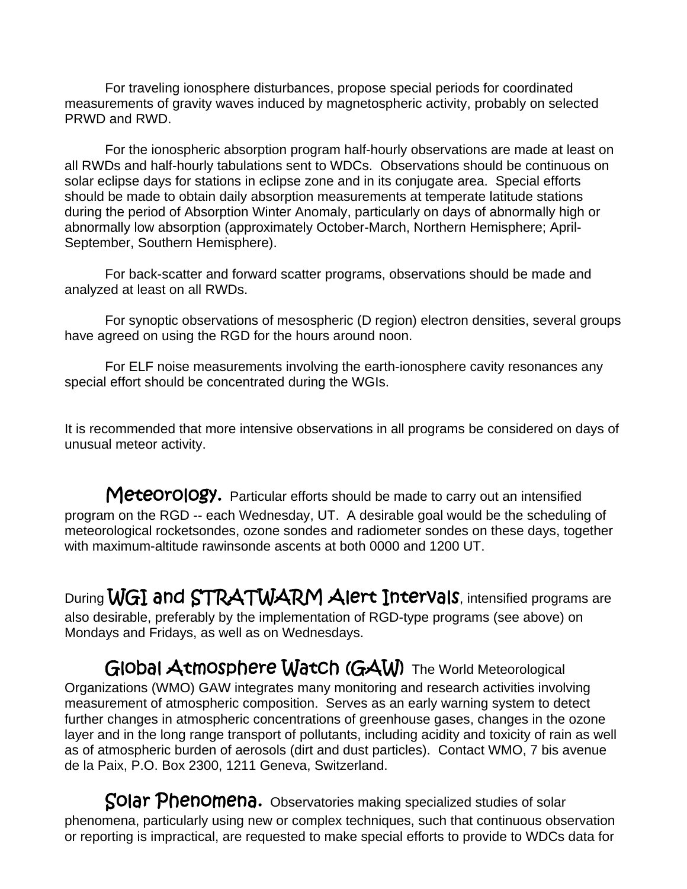For traveling ionosphere disturbances, propose special periods for coordinated measurements of gravity waves induced by magnetospheric activity, probably on selected PRWD and RWD.

For the ionospheric absorption program half-hourly observations are made at least on all RWDs and half-hourly tabulations sent to WDCs. Observations should be continuous on solar eclipse days for stations in eclipse zone and in its conjugate area. Special efforts should be made to obtain daily absorption measurements at temperate latitude stations during the period of Absorption Winter Anomaly, particularly on days of abnormally high or abnormally low absorption (approximately October-March, Northern Hemisphere; April-September, Southern Hemisphere).

For back-scatter and forward scatter programs, observations should be made and analyzed at least on all RWDs.

For synoptic observations of mesospheric (D region) electron densities, several groups have agreed on using the RGD for the hours around noon.

For ELF noise measurements involving the earth-ionosphere cavity resonances any special effort should be concentrated during the WGIs.

It is recommended that more intensive observations in all programs be considered on days of unusual meteor activity.

**Meteorology.** Particular efforts should be made to carry out an intensified program on the RGD -- each Wednesday, UT. A desirable goal would be the scheduling of meteorological rocketsondes, ozone sondes and radiometer sondes on these days, together with maximum-altitude rawinsonde ascents at both 0000 and 1200 UT.

During **WGI and STRATWARM Alert Intervals**, intensified programs are also desirable, preferably by the implementation of RGD-type programs (see above) on Mondays and Fridays, as well as on Wednesdays.

**Global Atmosphere Watch (GAW)** The World Meteorological Organizations (WMO) GAW integrates many monitoring and research activities involving measurement of atmospheric composition. Serves as an early warning system to detect further changes in atmospheric concentrations of greenhouse gases, changes in the ozone layer and in the long range transport of pollutants, including acidity and toxicity of rain as well as of atmospheric burden of aerosols (dirt and dust particles). Contact WMO, 7 bis avenue de la Paix, P.O. Box 2300, 1211 Geneva, Switzerland.

**Solar Phenomena.** Observatories making specialized studies of solar phenomena, particularly using new or complex techniques, such that continuous observation or reporting is impractical, are requested to make special efforts to provide to WDCs data for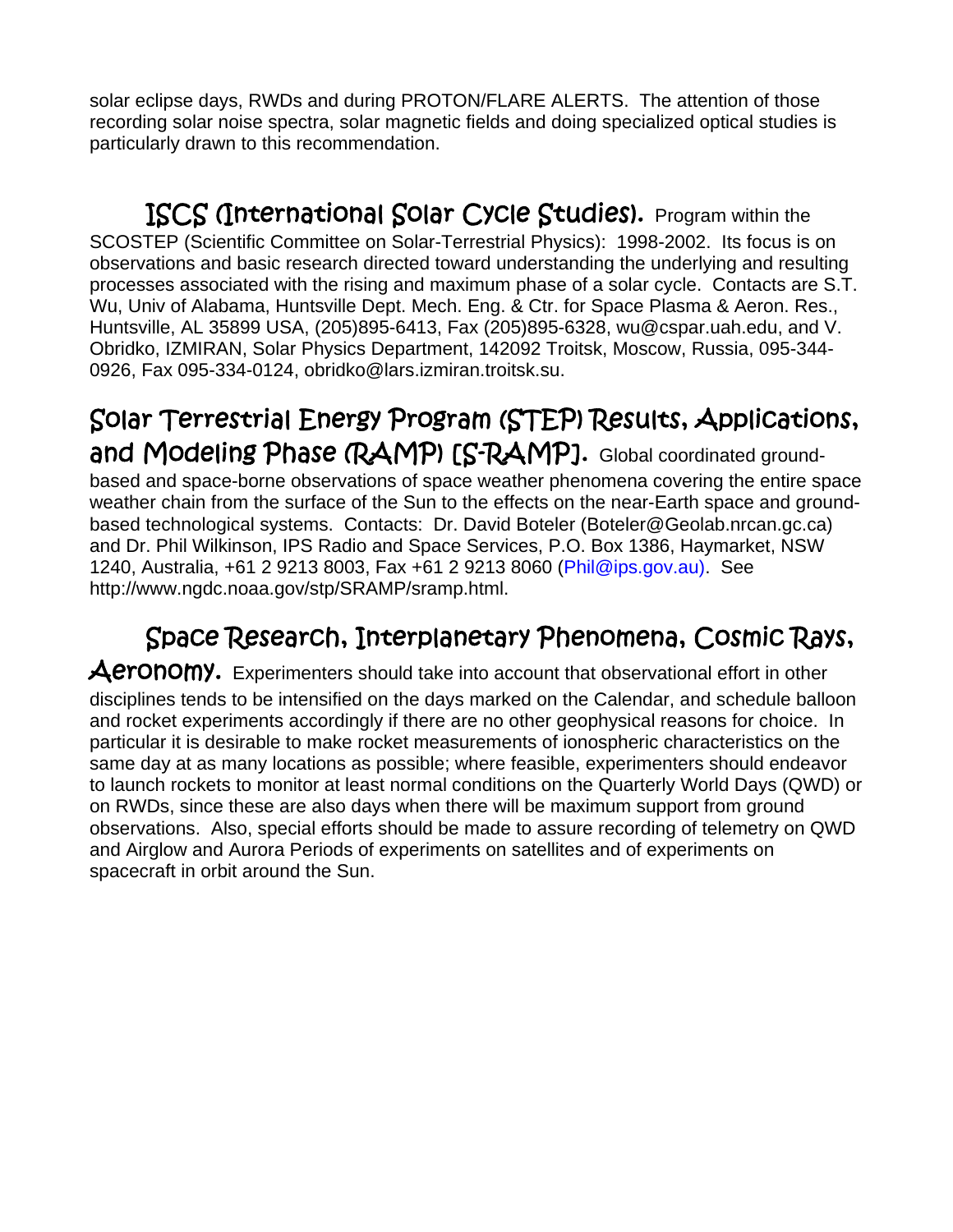solar eclipse days, RWDs and during PROTON/FLARE ALERTS. The attention of those recording solar noise spectra, solar magnetic fields and doing specialized optical studies is particularly drawn to this recommendation.

**ISCS (International Solar Cycle Studies).** Program within the SCOSTEP (Scientific Committee on Solar-Terrestrial Physics): 1998-2002. Its focus is on observations and basic research directed toward understanding the underlying and resulting processes associated with the rising and maximum phase of a solar cycle. Contacts are S.T. Wu, Univ of Alabama, Huntsville Dept. Mech. Eng. & Ctr. for Space Plasma & Aeron. Res., Huntsville, AL 35899 USA, (205)895-6413, Fax (205)895-6328, wu@cspar.uah.edu, and V. Obridko, IZMIRAN, Solar Physics Department, 142092 Troitsk, Moscow, Russia, 095-344-0926, Fax 095-334-0124, obridko@lars.izmiran.troitsk.su.

**Solar Terrestrial Energy Program (STEP) Results, Applications, and Modeling Phase (RAMP) [S-RAMP].** Global coordinated ground-based and space-borne observations of space weather phenomena covering the entire space weather chain from the surface of the Sun to the effects on the near-Earth space and ground-based technological systems. Contacts: Dr. David Boteler (Boteler@Geolab.nrcan.gc.ca) and Dr. Phil Wilkinson, IPS Radio and Space Services, P.O. Box 1386, Haymarket, NSW 1240, Australia, +61 2 9213 8003, Fax +61 2 9213 8060 (Phil@ips.gov.au). See http://www.ngdc.noaa.gov/stp/SRAMP/sramp.html.

**Space Research, Interplanetary Phenomena, Cosmic Rays, Aeronomy.** Experimenters should take into account that observational effort in other disciplines tends to be intensified on the days marked on the Calendar, and schedule balloon and rocket experiments accordingly if there are no other geophysical reasons for choice. In particular it is desirable to make rocket measurements of ionospheric characteristics on the same day at as many locations as possible; where feasible, experimenters should endeavor to launch rockets to monitor at least normal conditions on the Quarterly World Days (QWD) or on RWDs, since these are also days when there will be maximum support from ground observations. Also, special efforts should be made to assure recording of telemetry on QWD and Airglow and Aurora Periods of experiments on satellites and of experiments on spacecraft in orbit around the Sun.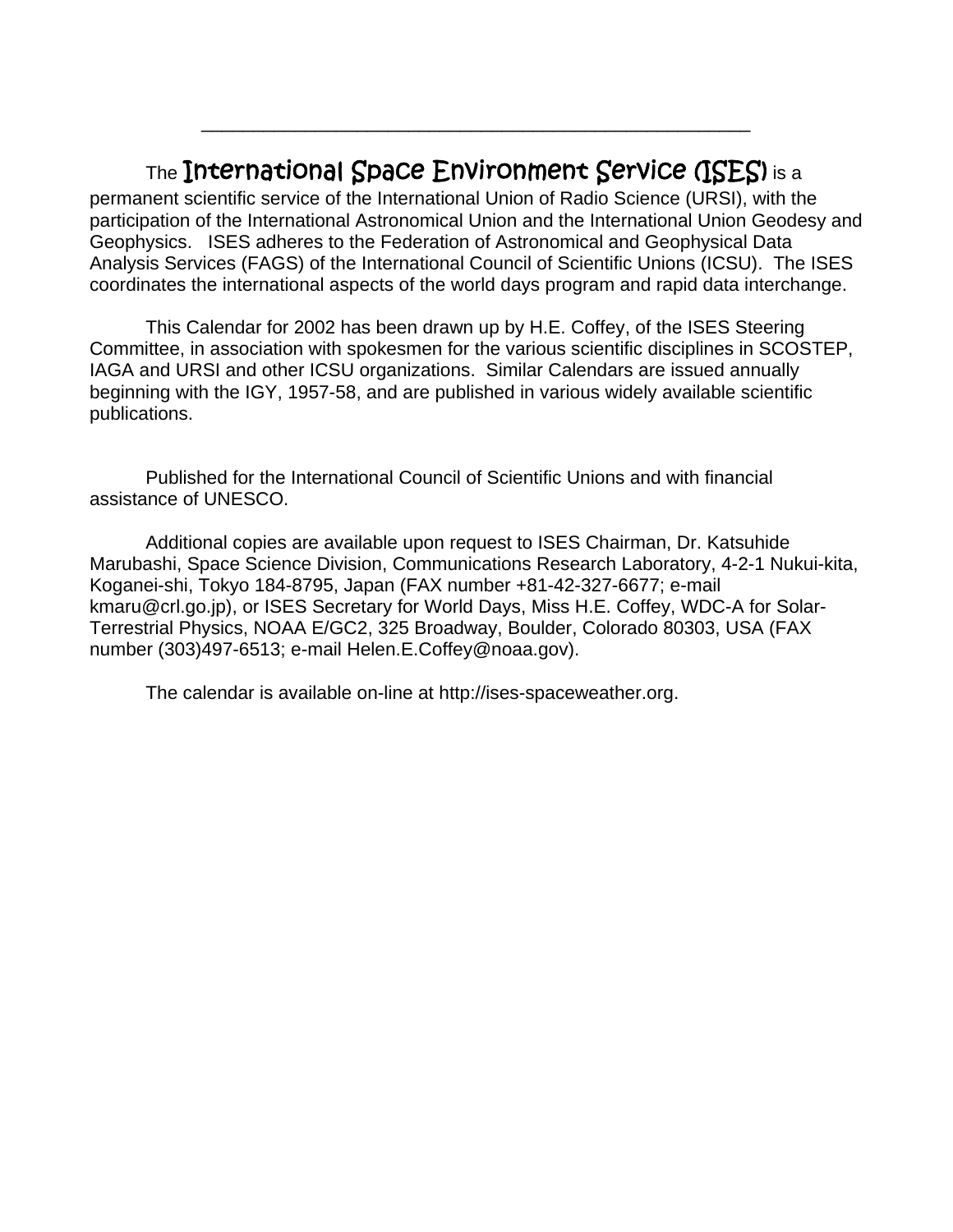---

The **International Space Environment Service (ISES)** is a permanent scientific service of the International Union of Radio Science (URSI), with the participation of the International Astronomical Union and the International Union Geodesy and Geophysics. ISES adheres to the Federation of Astronomical and Geophysical Data Analysis Services (FAGS) of the International Council of Scientific Unions (ICSU). The ISES coordinates the international aspects of the world days program and rapid data interchange.

This Calendar for 2002 has been drawn up by H.E. Coffey, of the ISES Steering Committee, in association with spokesmen for the various scientific disciplines in SCOSTEP, IAGA and URSI and other ICSU organizations. Similar Calendars are issued annually beginning with the IGY, 1957-58, and are published in various widely available scientific publications.

Published for the International Council of Scientific Unions and with financial assistance of UNESCO.

Additional copies are available upon request to ISES Chairman, Dr. Katsuhide Marubashi, Space Science Division, Communications Research Laboratory, 4-2-1 Nukui-kita, Koganei-shi, Tokyo 184-8795, Japan (FAX number +81-42-327-6677; e-mail kmaru@crl.go.jp), or ISES Secretary for World Days, Miss H.E. Coffey, WDC-A for Solar-Terrestrial Physics, NOAA E/GC2, 325 Broadway, Boulder, Colorado 80303, USA (FAX number (303)497-6513; e-mail Helen.E.Coffey@noaa.gov).

The calendar is available on-line at http://ises-spaceweather.org.